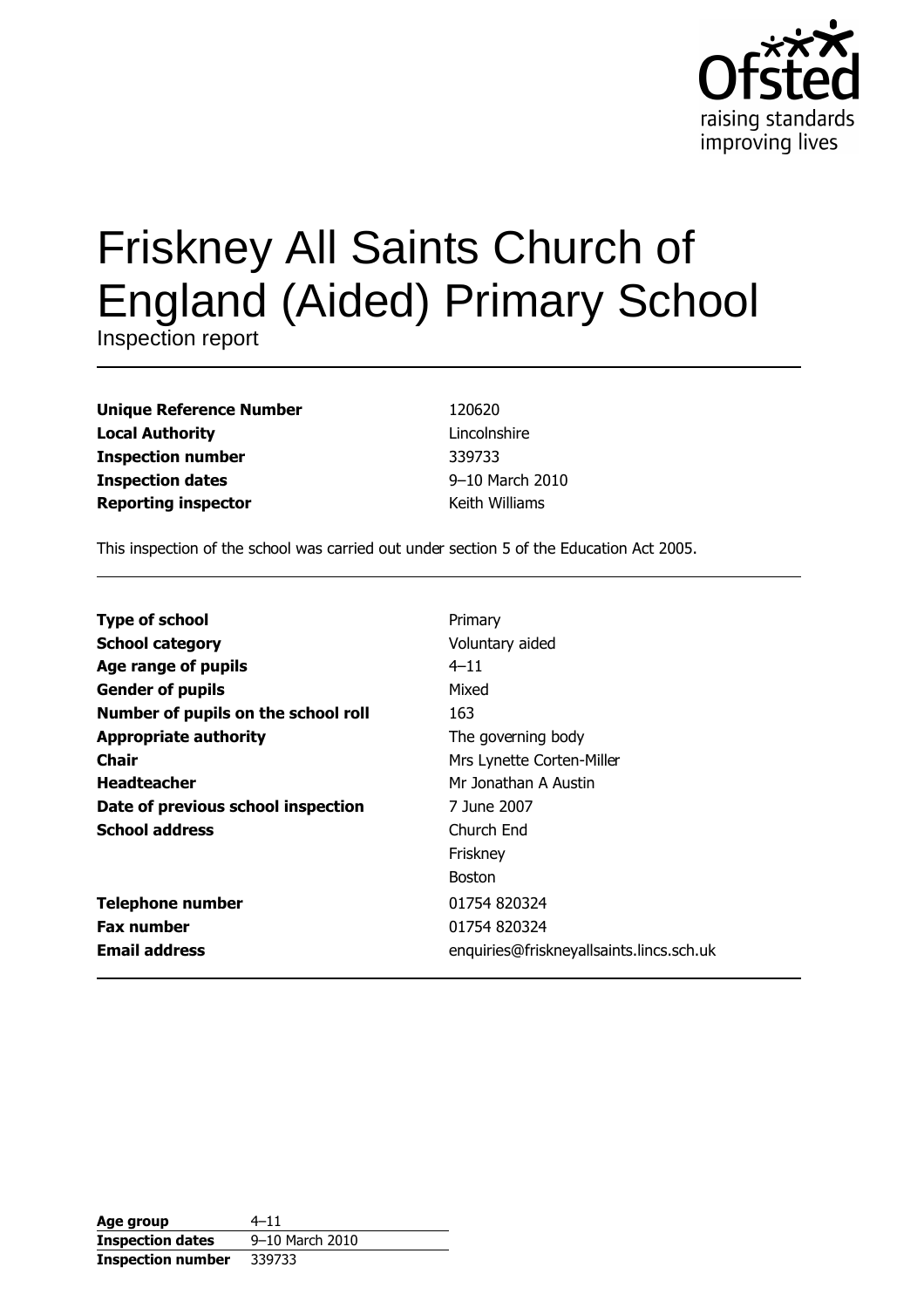# Friskney All Saints Church of England (Aided) Primary School

Inspection report

| | |
|---|---|
| **Unique Reference Number** | 120620 |
| **Local Authority** | Lincolnshire |
| **Inspection number** | 339733 |
| **Inspection dates** | 9–10 March 2010 |
| **Reporting inspector** | Keith Williams |

This inspection of the school was carried out under section 5 of the Education Act 2005.

| | |
|---|---|
| **Type of school** | Primary |
| **School category** | Voluntary aided |
| **Age range of pupils** | 4–11 |
| **Gender of pupils** | Mixed |
| **Number of pupils on the school roll** | 163 |
| **Appropriate authority** | The governing body |
| **Chair** | Mrs Lynette Corten-Miller |
| **Headteacher** | Mr Jonathan A Austin |
| **Date of previous school inspection** | 7 June 2007 |
| **School address** | Church End<br>Friskney<br>Boston |
| **Telephone number** | 01754 820324 |
| **Fax number** | 01754 820324 |
| **Email address** | enquiries@friskneyallsaints.lincs.sch.uk |

| | |
|---|---|
| **Age group** | 4–11 |
| **Inspection dates** | 9–10 March 2010 |
| **Inspection number** | 339733 |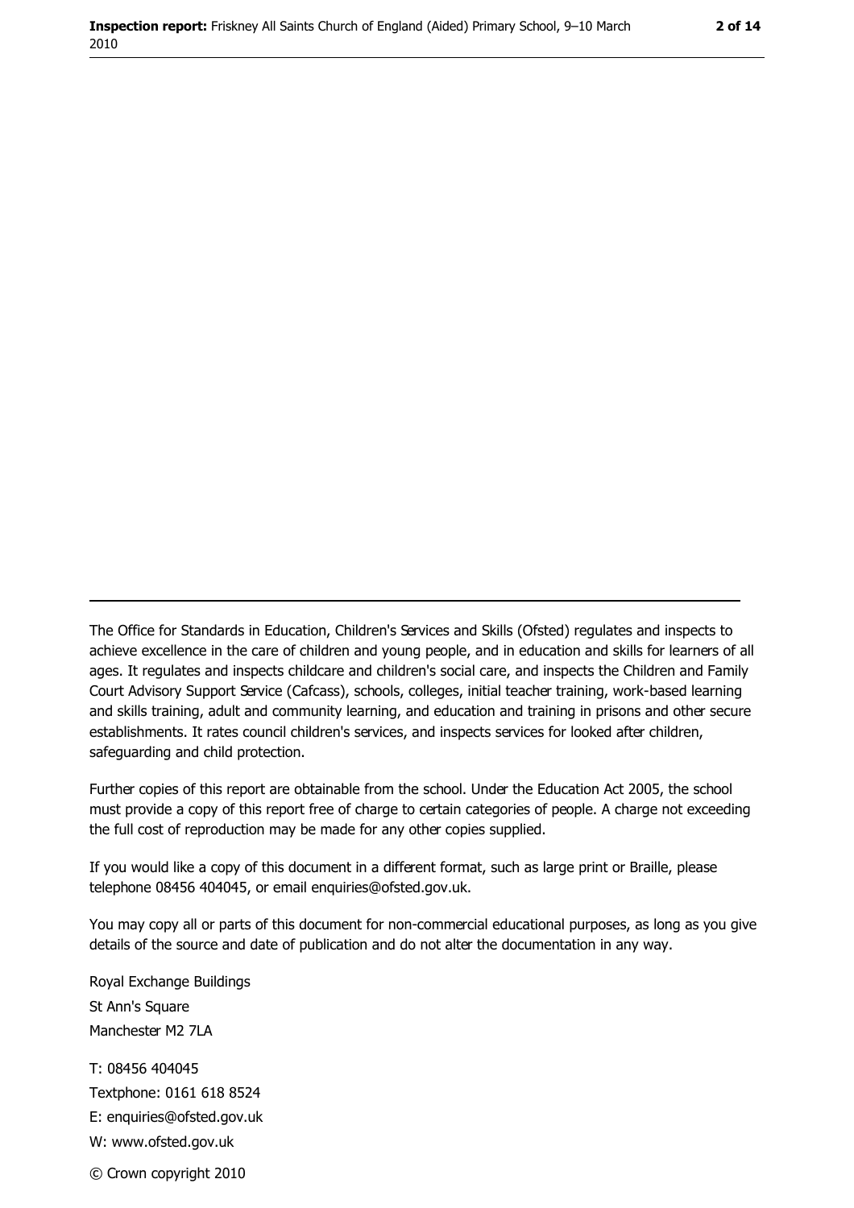The Office for Standards in Education, Children's Services and Skills (Ofsted) regulates and inspects to achieve excellence in the care of children and young people, and in education and skills for learners of all ages. It regulates and inspects childcare and children's social care, and inspects the Children and Family Court Advisory Support Service (Cafcass), schools, colleges, initial teacher training, work-based learning and skills training, adult and community learning, and education and training in prisons and other secure establishments. It rates council children's services, and inspects services for looked after children, safeguarding and child protection.

Further copies of this report are obtainable from the school. Under the Education Act 2005, the school must provide a copy of this report free of charge to certain categories of people. A charge not exceeding the full cost of reproduction may be made for any other copies supplied.

If you would like a copy of this document in a different format, such as large print or Braille, please telephone 08456 404045, or email enquiries@ofsted.gov.uk.

You may copy all or parts of this document for non-commercial educational purposes, as long as you give details of the source and date of publication and do not alter the documentation in any way.

Royal Exchange Buildings
St Ann's Square
Manchester M2 7LA

T: 08456 404045
Textphone: 0161 618 8524
E: enquiries@ofsted.gov.uk
W: www.ofsted.gov.uk

© Crown copyright 2010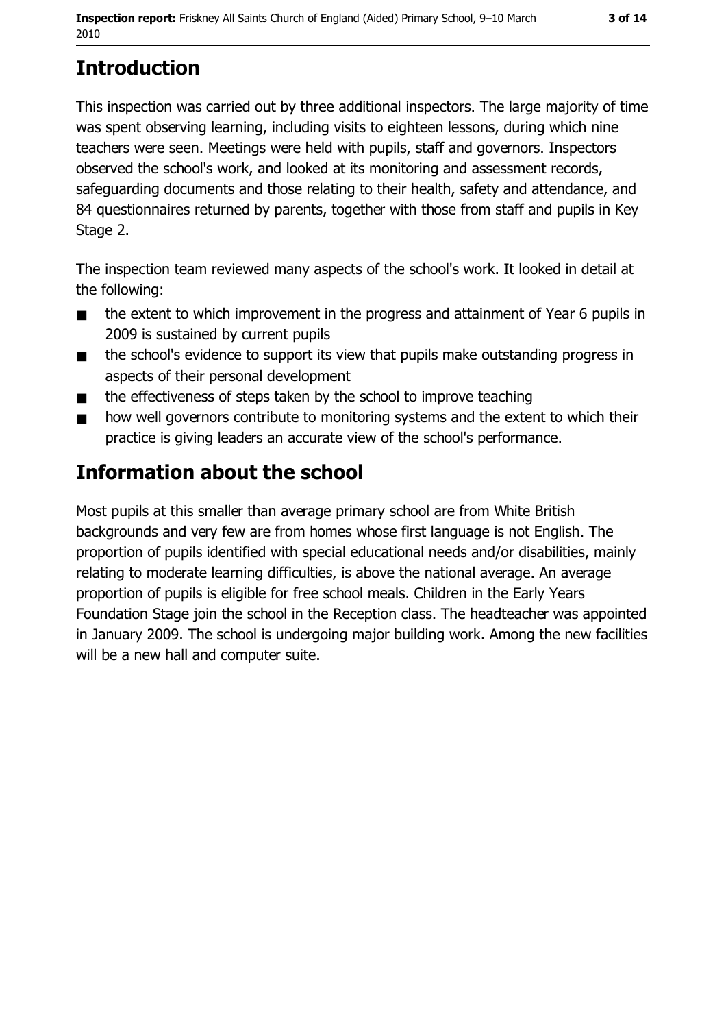# Introduction

This inspection was carried out by three additional inspectors. The large majority of time was spent observing learning, including visits to eighteen lessons, during which nine teachers were seen. Meetings were held with pupils, staff and governors. Inspectors observed the school's work, and looked at its monitoring and assessment records, safeguarding documents and those relating to their health, safety and attendance, and 84 questionnaires returned by parents, together with those from staff and pupils in Key Stage 2.

The inspection team reviewed many aspects of the school's work. It looked in detail at the following:

- the extent to which improvement in the progress and attainment of Year 6 pupils in 2009 is sustained by current pupils
- the school's evidence to support its view that pupils make outstanding progress in aspects of their personal development
- the effectiveness of steps taken by the school to improve teaching
- how well governors contribute to monitoring systems and the extent to which their practice is giving leaders an accurate view of the school's performance.

# Information about the school

Most pupils at this smaller than average primary school are from White British backgrounds and very few are from homes whose first language is not English. The proportion of pupils identified with special educational needs and/or disabilities, mainly relating to moderate learning difficulties, is above the national average. An average proportion of pupils is eligible for free school meals. Children in the Early Years Foundation Stage join the school in the Reception class. The headteacher was appointed in January 2009. The school is undergoing major building work. Among the new facilities will be a new hall and computer suite.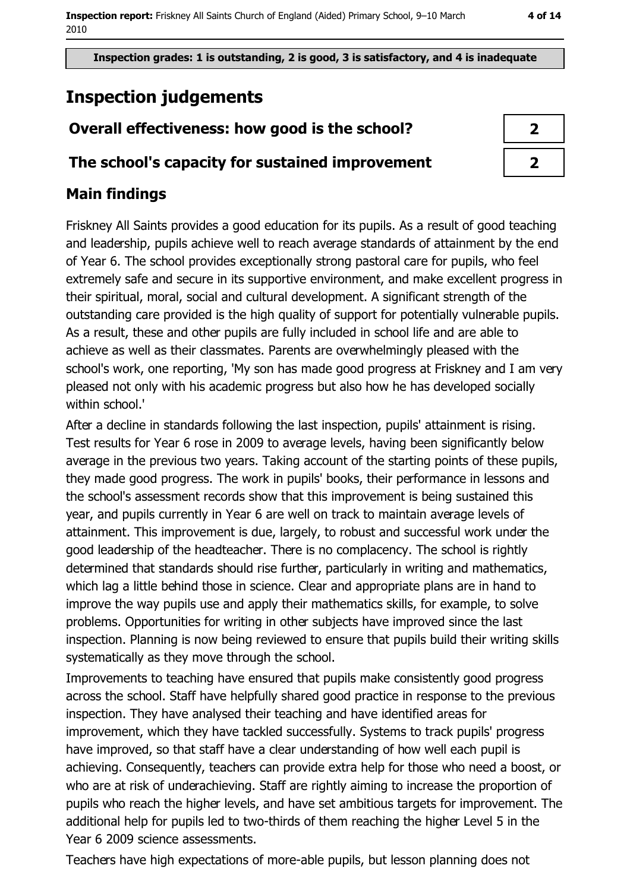Inspection grades: 1 is outstanding, 2 is good, 3 is satisfactory, and 4 is inadequate

# Inspection judgements

| Overall effectiveness: how good is the school? | 2 |
|---|---|
| The school's capacity for sustained improvement | 2 |

## Main findings

Friskney All Saints provides a good education for its pupils. As a result of good teaching and leadership, pupils achieve well to reach average standards of attainment by the end of Year 6. The school provides exceptionally strong pastoral care for pupils, who feel extremely safe and secure in its supportive environment, and make excellent progress in their spiritual, moral, social and cultural development. A significant strength of the outstanding care provided is the high quality of support for potentially vulnerable pupils. As a result, these and other pupils are fully included in school life and are able to achieve as well as their classmates. Parents are overwhelmingly pleased with the school's work, one reporting, 'My son has made good progress at Friskney and I am very pleased not only with his academic progress but also how he has developed socially within school.'

After a decline in standards following the last inspection, pupils' attainment is rising. Test results for Year 6 rose in 2009 to average levels, having been significantly below average in the previous two years. Taking account of the starting points of these pupils, they made good progress. The work in pupils' books, their performance in lessons and the school's assessment records show that this improvement is being sustained this year, and pupils currently in Year 6 are well on track to maintain average levels of attainment. This improvement is due, largely, to robust and successful work under the good leadership of the headteacher. There is no complacency. The school is rightly determined that standards should rise further, particularly in writing and mathematics, which lag a little behind those in science. Clear and appropriate plans are in hand to improve the way pupils use and apply their mathematics skills, for example, to solve problems. Opportunities for writing in other subjects have improved since the last inspection. Planning is now being reviewed to ensure that pupils build their writing skills systematically as they move through the school.

Improvements to teaching have ensured that pupils make consistently good progress across the school. Staff have helpfully shared good practice in response to the previous inspection. They have analysed their teaching and have identified areas for improvement, which they have tackled successfully. Systems to track pupils' progress have improved, so that staff have a clear understanding of how well each pupil is achieving. Consequently, teachers can provide extra help for those who need a boost, or who are at risk of underachieving. Staff are rightly aiming to increase the proportion of pupils who reach the higher levels, and have set ambitious targets for improvement. The additional help for pupils led to two-thirds of them reaching the higher Level 5 in the Year 6 2009 science assessments.

Teachers have high expectations of more-able pupils, but lesson planning does not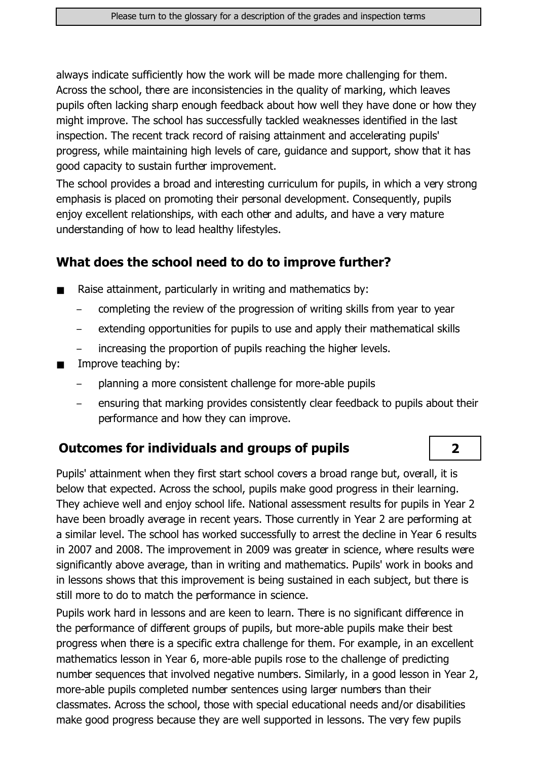always indicate sufficiently how the work will be made more challenging for them. Across the school, there are inconsistencies in the quality of marking, which leaves pupils often lacking sharp enough feedback about how well they have done or how they might improve. The school has successfully tackled weaknesses identified in the last inspection. The recent track record of raising attainment and accelerating pupils' progress, while maintaining high levels of care, guidance and support, show that it has good capacity to sustain further improvement.

The school provides a broad and interesting curriculum for pupils, in which a very strong emphasis is placed on promoting their personal development. Consequently, pupils enjoy excellent relationships, with each other and adults, and have a very mature understanding of how to lead healthy lifestyles.

## What does the school need to do to improve further?

- Raise attainment, particularly in writing and mathematics by:
  - completing the review of the progression of writing skills from year to year
  - extending opportunities for pupils to use and apply their mathematical skills
  - increasing the proportion of pupils reaching the higher levels.
- Improve teaching by:
  - planning a more consistent challenge for more-able pupils
  - ensuring that marking provides consistently clear feedback to pupils about their performance and how they can improve.

## Outcomes for individuals and groups of pupils — 2

Pupils' attainment when they first start school covers a broad range but, overall, it is below that expected. Across the school, pupils make good progress in their learning. They achieve well and enjoy school life. National assessment results for pupils in Year 2 have been broadly average in recent years. Those currently in Year 2 are performing at a similar level. The school has worked successfully to arrest the decline in Year 6 results in 2007 and 2008. The improvement in 2009 was greater in science, where results were significantly above average, than in writing and mathematics. Pupils' work in books and in lessons shows that this improvement is being sustained in each subject, but there is still more to do to match the performance in science.

Pupils work hard in lessons and are keen to learn. There is no significant difference in the performance of different groups of pupils, but more-able pupils make their best progress when there is a specific extra challenge for them. For example, in an excellent mathematics lesson in Year 6, more-able pupils rose to the challenge of predicting number sequences that involved negative numbers. Similarly, in a good lesson in Year 2, more-able pupils completed number sentences using larger numbers than their classmates. Across the school, those with special educational needs and/or disabilities make good progress because they are well supported in lessons. The very few pupils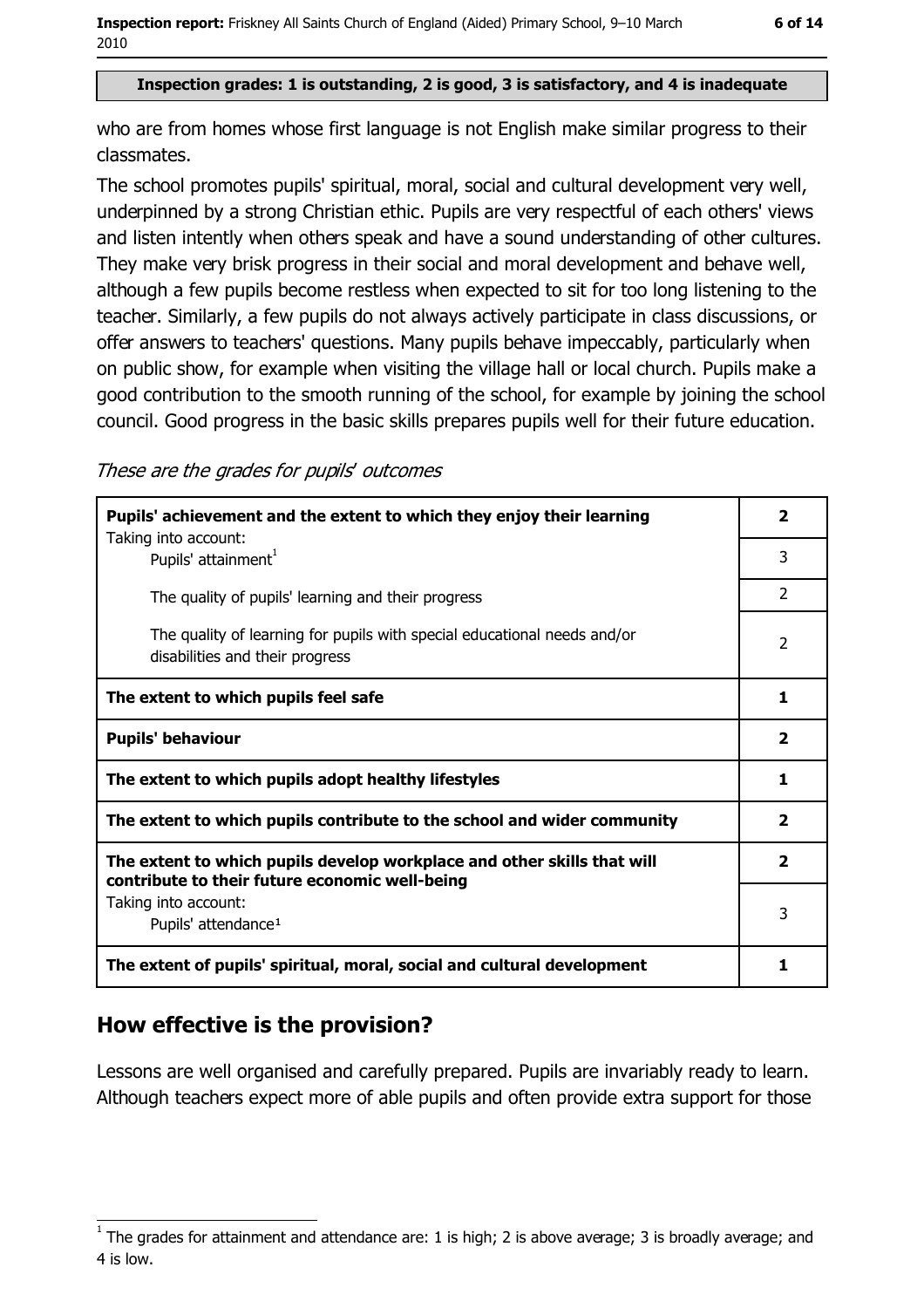**Inspection grades: 1 is outstanding, 2 is good, 3 is satisfactory, and 4 is inadequate**

who are from homes whose first language is not English make similar progress to their classmates.

The school promotes pupils' spiritual, moral, social and cultural development very well, underpinned by a strong Christian ethic. Pupils are very respectful of each others' views and listen intently when others speak and have a sound understanding of other cultures. They make very brisk progress in their social and moral development and behave well, although a few pupils become restless when expected to sit for too long listening to the teacher. Similarly, a few pupils do not always actively participate in class discussions, or offer answers to teachers' questions. Many pupils behave impeccably, particularly when on public show, for example when visiting the village hall or local church. Pupils make a good contribution to the smooth running of the school, for example by joining the school council. Good progress in the basic skills prepares pupils well for their future education.

*These are the grades for pupils' outcomes*

| | |
|---|---|
| **Pupils' achievement and the extent to which they enjoy their learning** | **2** |
| Taking into account: Pupils' attainment[1] | 3 |
| The quality of pupils' learning and their progress | 2 |
| The quality of learning for pupils with special educational needs and/or disabilities and their progress | 2 |
| **The extent to which pupils feel safe** | **1** |
| **Pupils' behaviour** | **2** |
| **The extent to which pupils adopt healthy lifestyles** | **1** |
| **The extent to which pupils contribute to the school and wider community** | **2** |
| **The extent to which pupils develop workplace and other skills that will contribute to their future economic well-being** | **2** |
| Taking into account: Pupils' attendance[1] | 3 |
| **The extent of pupils' spiritual, moral, social and cultural development** | **1** |

## How effective is the provision?

Lessons are well organised and carefully prepared. Pupils are invariably ready to learn. Although teachers expect more of able pupils and often provide extra support for those

[1] The grades for attainment and attendance are: 1 is high; 2 is above average; 3 is broadly average; and 4 is low.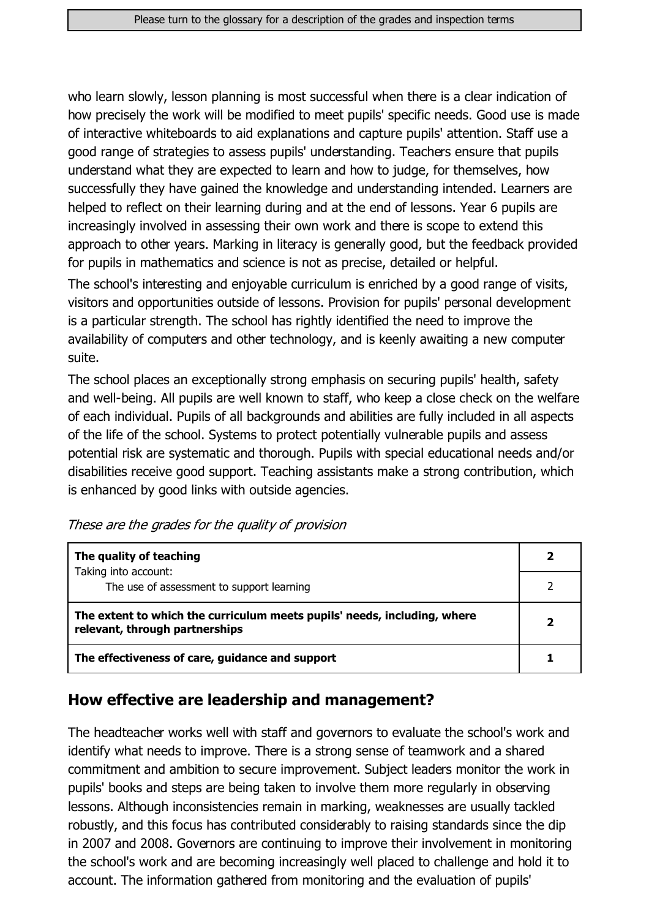who learn slowly, lesson planning is most successful when there is a clear indication of how precisely the work will be modified to meet pupils' specific needs. Good use is made of interactive whiteboards to aid explanations and capture pupils' attention. Staff use a good range of strategies to assess pupils' understanding. Teachers ensure that pupils understand what they are expected to learn and how to judge, for themselves, how successfully they have gained the knowledge and understanding intended. Learners are helped to reflect on their learning during and at the end of lessons. Year 6 pupils are increasingly involved in assessing their own work and there is scope to extend this approach to other years. Marking in literacy is generally good, but the feedback provided for pupils in mathematics and science is not as precise, detailed or helpful.

The school's interesting and enjoyable curriculum is enriched by a good range of visits, visitors and opportunities outside of lessons. Provision for pupils' personal development is a particular strength. The school has rightly identified the need to improve the availability of computers and other technology, and is keenly awaiting a new computer suite.

The school places an exceptionally strong emphasis on securing pupils' health, safety and well-being. All pupils are well known to staff, who keep a close check on the welfare of each individual. Pupils of all backgrounds and abilities are fully included in all aspects of the life of the school. Systems to protect potentially vulnerable pupils and assess potential risk are systematic and thorough. Pupils with special educational needs and/or disabilities receive good support. Teaching assistants make a strong contribution, which is enhanced by good links with outside agencies.

*These are the grades for the quality of provision*

| | |
|---|---|
| **The quality of teaching** | **2** |
| Taking into account: The use of assessment to support learning | 2 |
| **The extent to which the curriculum meets pupils' needs, including, where relevant, through partnerships** | **2** |
| **The effectiveness of care, guidance and support** | **1** |

## How effective are leadership and management?

The headteacher works well with staff and governors to evaluate the school's work and identify what needs to improve. There is a strong sense of teamwork and a shared commitment and ambition to secure improvement. Subject leaders monitor the work in pupils' books and steps are being taken to involve them more regularly in observing lessons. Although inconsistencies remain in marking, weaknesses are usually tackled robustly, and this focus has contributed considerably to raising standards since the dip in 2007 and 2008. Governors are continuing to improve their involvement in monitoring the school's work and are becoming increasingly well placed to challenge and hold it to account. The information gathered from monitoring and the evaluation of pupils'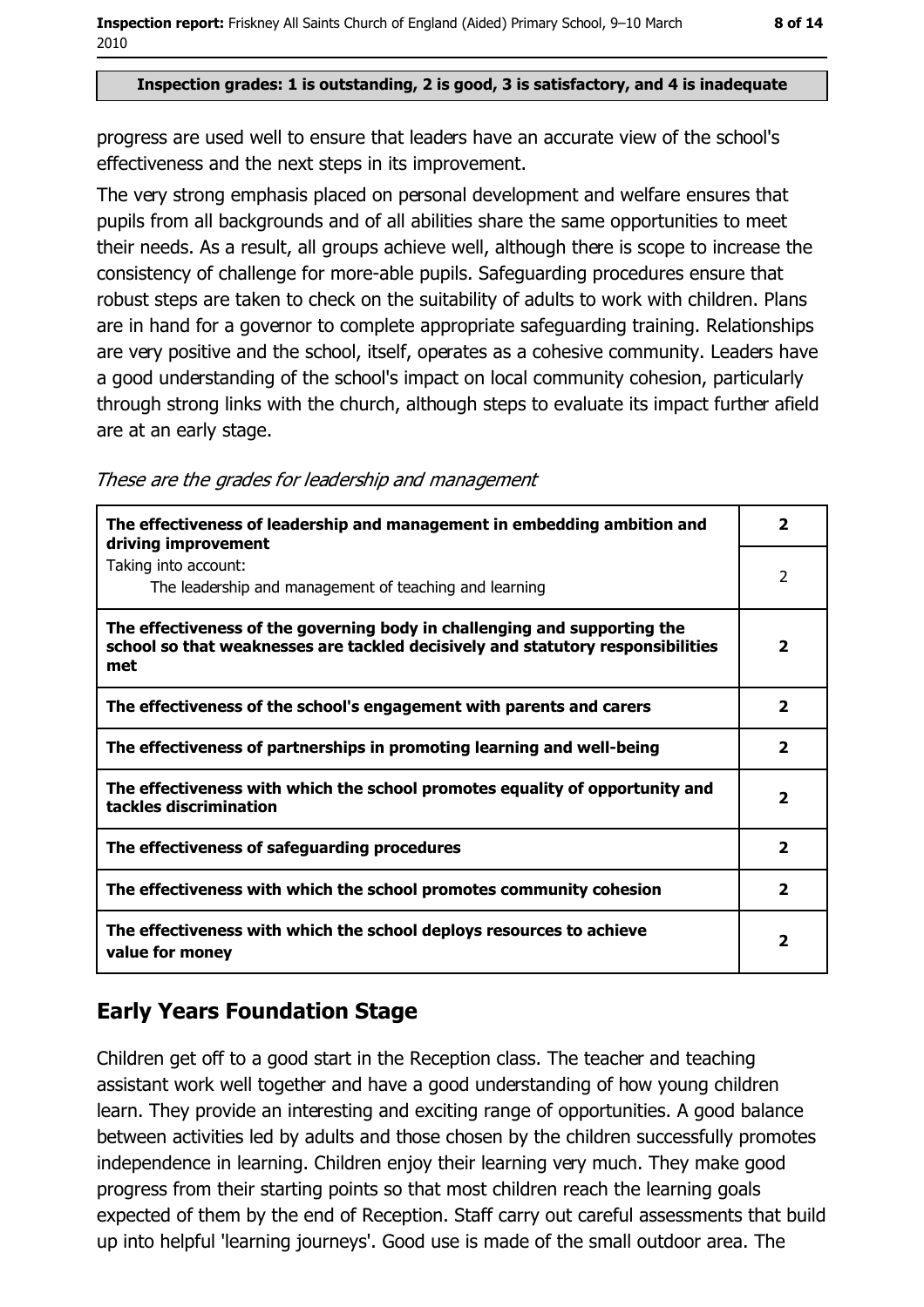Inspection grades: 1 is outstanding, 2 is good, 3 is satisfactory, and 4 is inadequate

progress are used well to ensure that leaders have an accurate view of the school's effectiveness and the next steps in its improvement.

The very strong emphasis placed on personal development and welfare ensures that pupils from all backgrounds and of all abilities share the same opportunities to meet their needs. As a result, all groups achieve well, although there is scope to increase the consistency of challenge for more-able pupils. Safeguarding procedures ensure that robust steps are taken to check on the suitability of adults to work with children. Plans are in hand for a governor to complete appropriate safeguarding training. Relationships are very positive and the school, itself, operates as a cohesive community. Leaders have a good understanding of the school's impact on local community cohesion, particularly through strong links with the church, although steps to evaluate its impact further afield are at an early stage.

*These are the grades for leadership and management*

| | |
|---|---|
| **The effectiveness of leadership and management in embedding ambition and driving improvement** | **2** |
| Taking into account: The leadership and management of teaching and learning | 2 |
| **The effectiveness of the governing body in challenging and supporting the school so that weaknesses are tackled decisively and statutory responsibilities met** | **2** |
| **The effectiveness of the school's engagement with parents and carers** | **2** |
| **The effectiveness of partnerships in promoting learning and well-being** | **2** |
| **The effectiveness with which the school promotes equality of opportunity and tackles discrimination** | **2** |
| **The effectiveness of safeguarding procedures** | **2** |
| **The effectiveness with which the school promotes community cohesion** | **2** |
| **The effectiveness with which the school deploys resources to achieve value for money** | **2** |

## Early Years Foundation Stage

Children get off to a good start in the Reception class. The teacher and teaching assistant work well together and have a good understanding of how young children learn. They provide an interesting and exciting range of opportunities. A good balance between activities led by adults and those chosen by the children successfully promotes independence in learning. Children enjoy their learning very much. They make good progress from their starting points so that most children reach the learning goals expected of them by the end of Reception. Staff carry out careful assessments that build up into helpful 'learning journeys'. Good use is made of the small outdoor area. The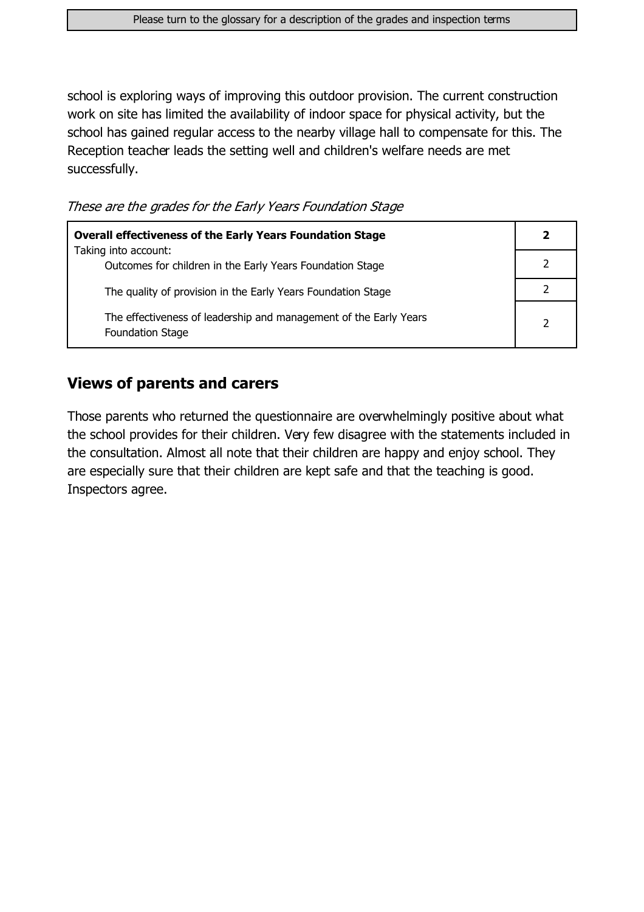school is exploring ways of improving this outdoor provision. The current construction work on site has limited the availability of indoor space for physical activity, but the school has gained regular access to the nearby village hall to compensate for this. The Reception teacher leads the setting well and children's welfare needs are met successfully.

*These are the grades for the Early Years Foundation Stage*

| | |
|---|---|
| **Overall effectiveness of the Early Years Foundation Stage**<br>Taking into account: | **2** |
| Outcomes for children in the Early Years Foundation Stage | 2 |
| The quality of provision in the Early Years Foundation Stage | 2 |
| The effectiveness of leadership and management of the Early Years Foundation Stage | 2 |

## Views of parents and carers

Those parents who returned the questionnaire are overwhelmingly positive about what the school provides for their children. Very few disagree with the statements included in the consultation. Almost all note that their children are happy and enjoy school. They are especially sure that their children are kept safe and that the teaching is good. Inspectors agree.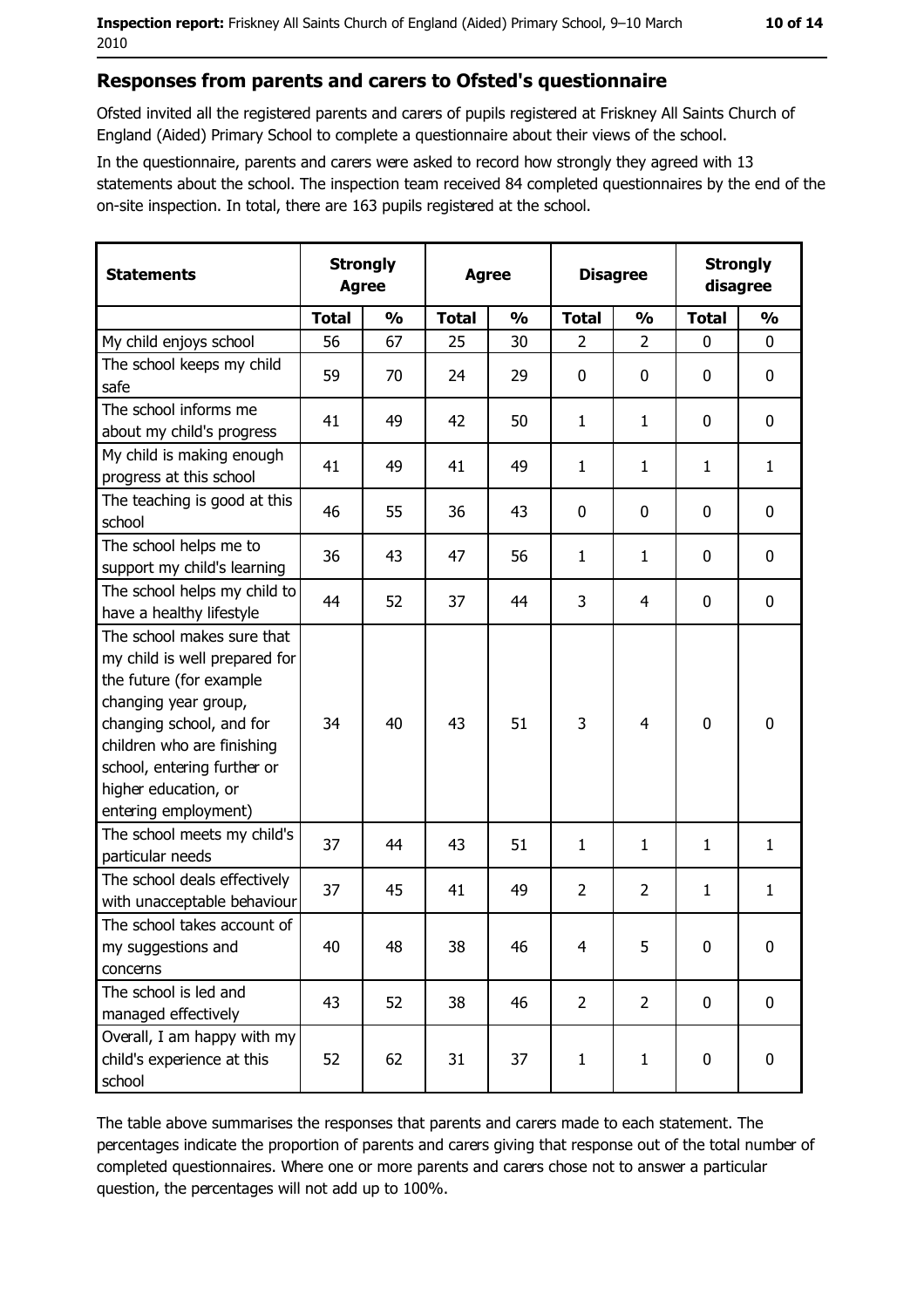## Responses from parents and carers to Ofsted's questionnaire

Ofsted invited all the registered parents and carers of pupils registered at Friskney All Saints Church of England (Aided) Primary School to complete a questionnaire about their views of the school.

In the questionnaire, parents and carers were asked to record how strongly they agreed with 13 statements about the school. The inspection team received 84 completed questionnaires by the end of the on-site inspection. In total, there are 163 pupils registered at the school.

| Statements | Strongly Agree | | Agree | | Disagree | | Strongly disagree | |
|---|---|---|---|---|---|---|---|---|
| | Total | % | Total | % | Total | % | Total | % |
| My child enjoys school | 56 | 67 | 25 | 30 | 2 | 2 | 0 | 0 |
| The school keeps my child safe | 59 | 70 | 24 | 29 | 0 | 0 | 0 | 0 |
| The school informs me about my child's progress | 41 | 49 | 42 | 50 | 1 | 1 | 0 | 0 |
| My child is making enough progress at this school | 41 | 49 | 41 | 49 | 1 | 1 | 1 | 1 |
| The teaching is good at this school | 46 | 55 | 36 | 43 | 0 | 0 | 0 | 0 |
| The school helps me to support my child's learning | 36 | 43 | 47 | 56 | 1 | 1 | 0 | 0 |
| The school helps my child to have a healthy lifestyle | 44 | 52 | 37 | 44 | 3 | 4 | 0 | 0 |
| The school makes sure that my child is well prepared for the future (for example changing year group, changing school, and for children who are finishing school, entering further or higher education, or entering employment) | 34 | 40 | 43 | 51 | 3 | 4 | 0 | 0 |
| The school meets my child's particular needs | 37 | 44 | 43 | 51 | 1 | 1 | 1 | 1 |
| The school deals effectively with unacceptable behaviour | 37 | 45 | 41 | 49 | 2 | 2 | 1 | 1 |
| The school takes account of my suggestions and concerns | 40 | 48 | 38 | 46 | 4 | 5 | 0 | 0 |
| The school is led and managed effectively | 43 | 52 | 38 | 46 | 2 | 2 | 0 | 0 |
| Overall, I am happy with my child's experience at this school | 52 | 62 | 31 | 37 | 1 | 1 | 0 | 0 |

The table above summarises the responses that parents and carers made to each statement. The percentages indicate the proportion of parents and carers giving that response out of the total number of completed questionnaires. Where one or more parents and carers chose not to answer a particular question, the percentages will not add up to 100%.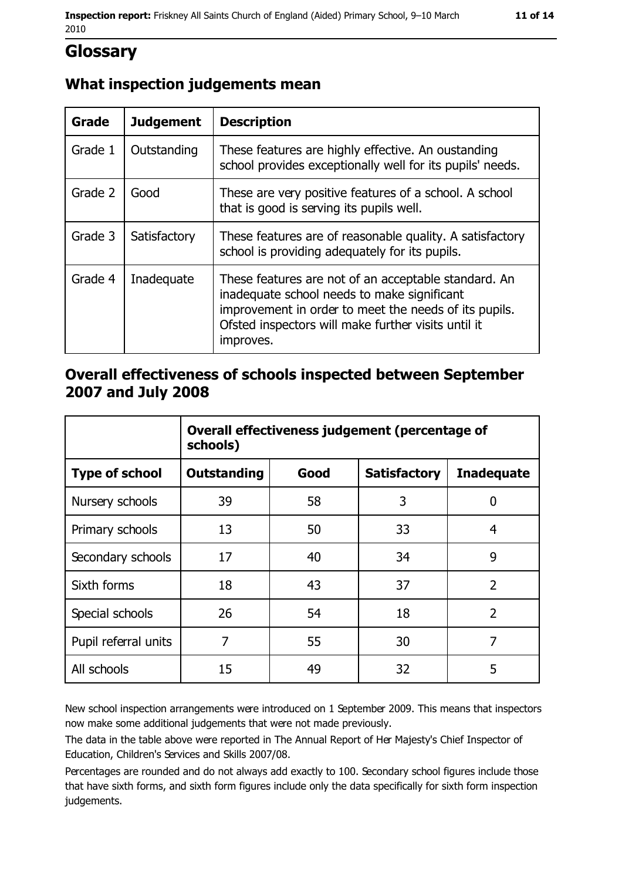# Glossary

## What inspection judgements mean

| Grade | Judgement | Description |
|---|---|---|
| Grade 1 | Outstanding | These features are highly effective. An oustanding school provides exceptionally well for its pupils' needs. |
| Grade 2 | Good | These are very positive features of a school. A school that is good is serving its pupils well. |
| Grade 3 | Satisfactory | These features are of reasonable quality. A satisfactory school is providing adequately for its pupils. |
| Grade 4 | Inadequate | These features are not of an acceptable standard. An inadequate school needs to make significant improvement in order to meet the needs of its pupils. Ofsted inspectors will make further visits until it improves. |

## Overall effectiveness of schools inspected between September 2007 and July 2008

| | Overall effectiveness judgement (percentage of schools) | | | |
|---|---|---|---|---|
| **Type of school** | **Outstanding** | **Good** | **Satisfactory** | **Inadequate** |
| Nursery schools | 39 | 58 | 3 | 0 |
| Primary schools | 13 | 50 | 33 | 4 |
| Secondary schools | 17 | 40 | 34 | 9 |
| Sixth forms | 18 | 43 | 37 | 2 |
| Special schools | 26 | 54 | 18 | 2 |
| Pupil referral units | 7 | 55 | 30 | 7 |
| All schools | 15 | 49 | 32 | 5 |

New school inspection arrangements were introduced on 1 September 2009. This means that inspectors now make some additional judgements that were not made previously.

The data in the table above were reported in The Annual Report of Her Majesty's Chief Inspector of Education, Children's Services and Skills 2007/08.

Percentages are rounded and do not always add exactly to 100. Secondary school figures include those that have sixth forms, and sixth form figures include only the data specifically for sixth form inspection judgements.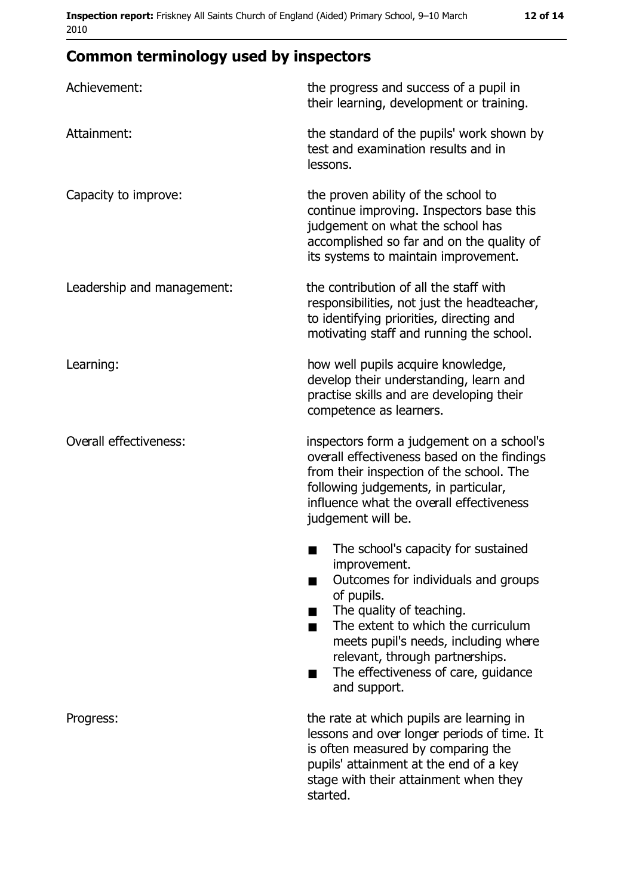## Common terminology used by inspectors

| | |
|---|---|
| Achievement: | the progress and success of a pupil in their learning, development or training. |
| Attainment: | the standard of the pupils' work shown by test and examination results and in lessons. |
| Capacity to improve: | the proven ability of the school to continue improving. Inspectors base this judgement on what the school has accomplished so far and on the quality of its systems to maintain improvement. |
| Leadership and management: | the contribution of all the staff with responsibilities, not just the headteacher, to identifying priorities, directing and motivating staff and running the school. |
| Learning: | how well pupils acquire knowledge, develop their understanding, learn and practise skills and are developing their competence as learners. |
| Overall effectiveness: | inspectors form a judgement on a school's overall effectiveness based on the findings from their inspection of the school. The following judgements, in particular, influence what the overall effectiveness judgement will be. ■ The school's capacity for sustained improvement. ■ Outcomes for individuals and groups of pupils. ■ The quality of teaching. ■ The extent to which the curriculum meets pupil's needs, including where relevant, through partnerships. ■ The effectiveness of care, guidance and support. |
| Progress: | the rate at which pupils are learning in lessons and over longer periods of time. It is often measured by comparing the pupils' attainment at the end of a key stage with their attainment when they started. |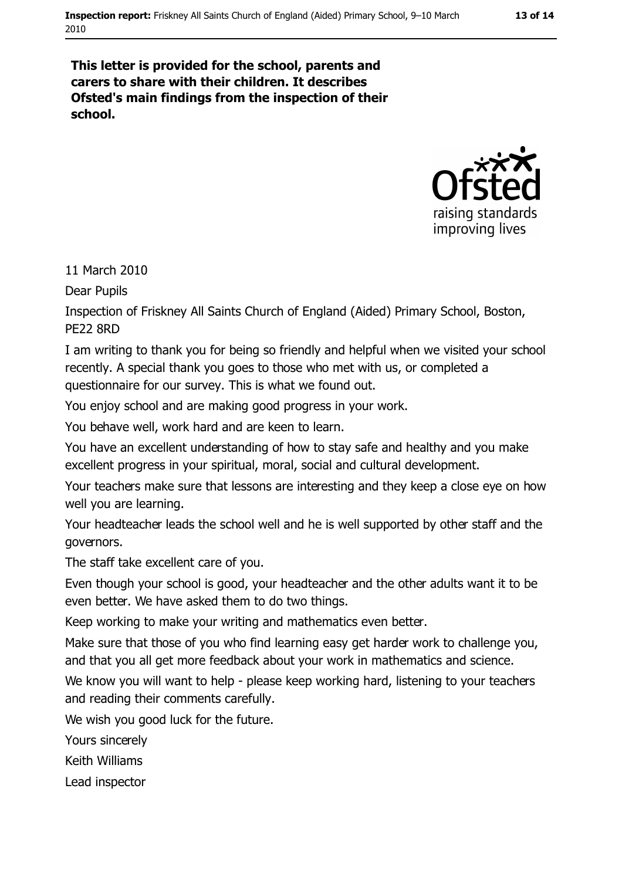**This letter is provided for the school, parents and carers to share with their children. It describes Ofsted's main findings from the inspection of their school.**

11 March 2010

Dear Pupils

Inspection of Friskney All Saints Church of England (Aided) Primary School, Boston, PE22 8RD

I am writing to thank you for being so friendly and helpful when we visited your school recently. A special thank you goes to those who met with us, or completed a questionnaire for our survey. This is what we found out.

You enjoy school and are making good progress in your work.

You behave well, work hard and are keen to learn.

You have an excellent understanding of how to stay safe and healthy and you make excellent progress in your spiritual, moral, social and cultural development.

Your teachers make sure that lessons are interesting and they keep a close eye on how well you are learning.

Your headteacher leads the school well and he is well supported by other staff and the governors.

The staff take excellent care of you.

Even though your school is good, your headteacher and the other adults want it to be even better. We have asked them to do two things.

Keep working to make your writing and mathematics even better.

Make sure that those of you who find learning easy get harder work to challenge you, and that you all get more feedback about your work in mathematics and science.

We know you will want to help - please keep working hard, listening to your teachers and reading their comments carefully.

We wish you good luck for the future.

Yours sincerely

Keith Williams

Lead inspector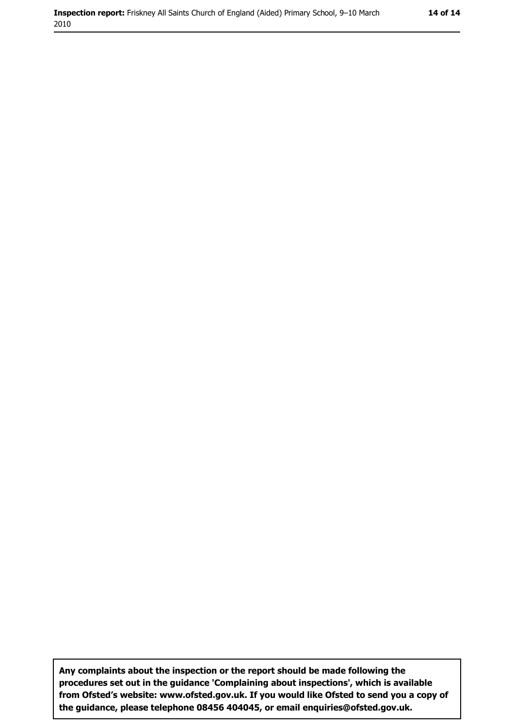**Any complaints about the inspection or the report should be made following the procedures set out in the guidance 'Complaining about inspections', which is available from Ofsted's website: www.ofsted.gov.uk. If you would like Ofsted to send you a copy of the guidance, please telephone 08456 404045, or email enquiries@ofsted.gov.uk.**